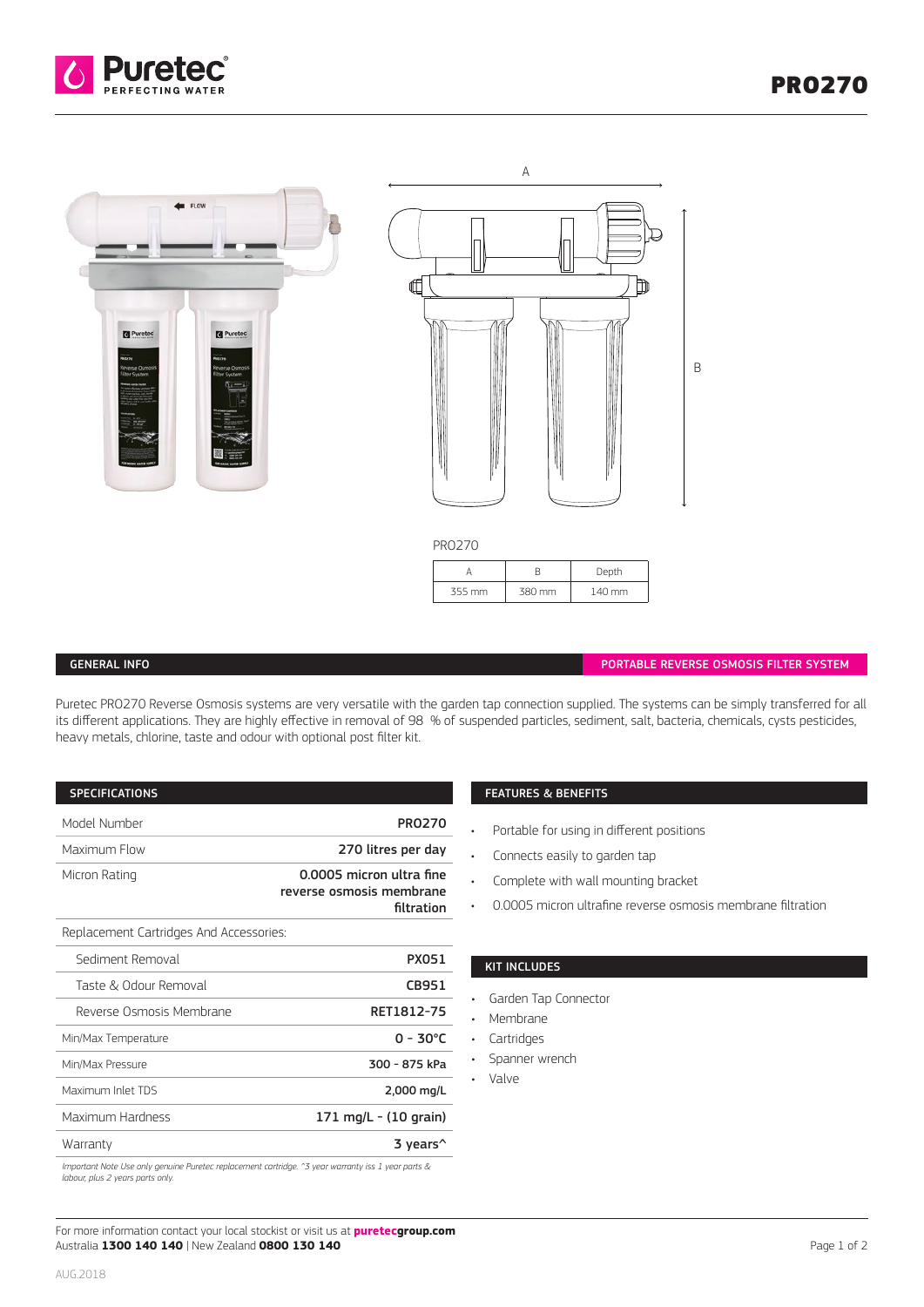# PRO270

PRO270

| A | B | Depth |
|---|---|---|
| 355 mm | 380 mm | 140 mm |

## GENERAL INFO

**PORTABLE REVERSE OSMOSIS FILTER SYSTEM**

Puretec PRO270 Reverse Osmosis systems are very versatile with the garden tap connection supplied. The systems can be simply transferred for all its different applications. They are highly effective in removal of 98 % of suspended particles, sediment, salt, bacteria, chemicals, cysts pesticides, heavy metals, chlorine, taste and odour with optional post filter kit.

## SPECIFICATIONS

| | |
|---|---|
| Model Number | **PRO270** |
| Maximum Flow | **270 litres per day** |
| Micron Rating | **0.0005 micron ultra fine reverse osmosis membrane filtration** |
| Replacement Cartridges And Accessories: | |
| Sediment Removal | **PX051** |
| Taste & Odour Removal | **CB951** |
| Reverse Osmosis Membrane | **RET1812-75** |
| Min/Max Temperature | **0 - 30°C** |
| Min/Max Pressure | **300 - 875 kPa** |
| Maximum Inlet TDS | **2,000 mg/L** |
| Maximum Hardness | **171 mg/L - (10 grain)** |
| Warranty | **3 years^** |

*Important Note Use only genuine Puretec replacement cartridge. ^3 year warranty iss 1 year parts & labour, plus 2 years parts only.*

## FEATURES & BENEFITS

- Portable for using in different positions
- Connects easily to garden tap
- Complete with wall mounting bracket
- 0.0005 micron ultrafine reverse osmosis membrane filtration

## KIT INCLUDES

- Garden Tap Connector
- Membrane
- Cartridges
- Spanner wrench
- Valve

For more information contact your local stockist or visit us at **puretecgroup.com**
Australia **1300 140 140** | New Zealand **0800 130 140**

AUG.2018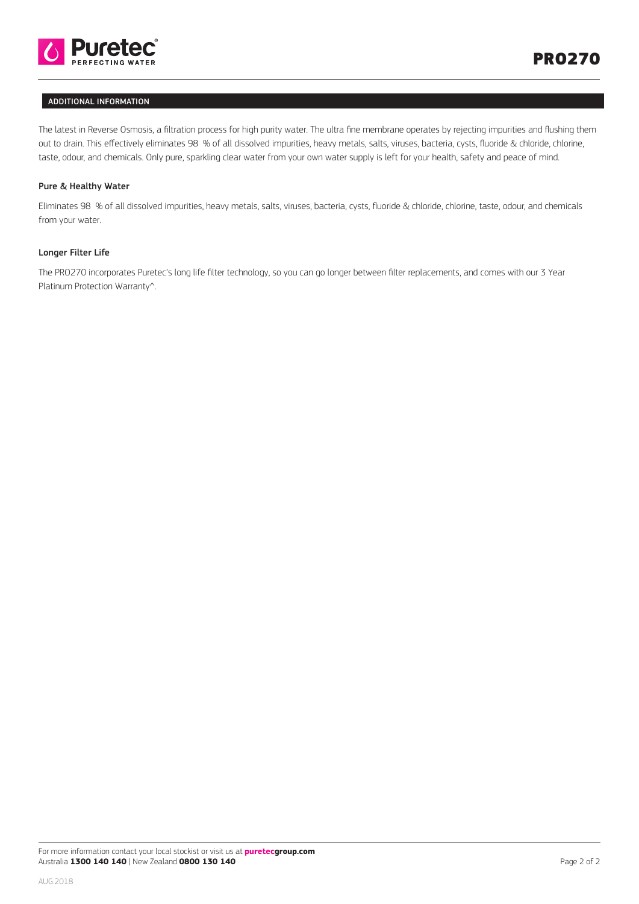## ADDITIONAL INFORMATION

The latest in Reverse Osmosis, a filtration process for high purity water. The ultra fine membrane operates by rejecting impurities and flushing them out to drain. This effectively eliminates 98 % of all dissolved impurities, heavy metals, salts, viruses, bacteria, cysts, fluoride & chloride, chlorine, taste, odour, and chemicals. Only pure, sparkling clear water from your own water supply is left for your health, safety and peace of mind.

### Pure & Healthy Water

Eliminates 98 % of all dissolved impurities, heavy metals, salts, viruses, bacteria, cysts, fluoride & chloride, chlorine, taste, odour, and chemicals from your water.

### Longer Filter Life

The PRO270 incorporates Puretec's long life filter technology, so you can go longer between filter replacements, and comes with our 3 Year Platinum Protection Warranty^.

For more information contact your local stockist or visit us at **puretecgroup.com**
Australia **1300 140 140** | New Zealand **0800 130 140**

AUG.2018